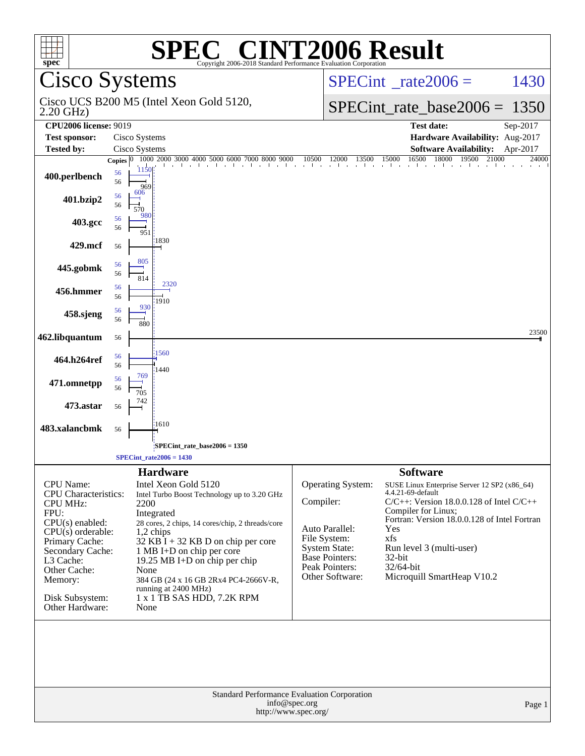# SPEC® CINT2006 Result

Copyright 2006-2018 Standard Performance Evaluation Corporation

## Cisco Systems

Cisco UCS B200 M5 (Intel Xeon Gold 5120, 2.20 GHz)

SPECint_rate2006 = 1430

SPECint_rate_base2006 = 1350

| | | | |
|---|---|---|---|
| **CPU2006 license:** 9019 | | **Test date:** | Sep-2017 |
| **Test sponsor:** | Cisco Systems | **Hardware Availability:** | Aug-2017 |
| **Tested by:** | Cisco Systems | **Software Availability:** | Apr-2017 |

| Benchmark | Copies (peak) | Copies (base) | Peak | Base |
|---|---|---|---|---|
| 400.perlbench | 56 | 56 | 1150 | 969 |
| 401.bzip2 | 56 | 56 | 606 | 570 |
| 403.gcc | 56 | 56 | 980 | 951 |
| 429.mcf | | 56 | | 1830 |
| 445.gobmk | 56 | 56 | 805 | 814 |
| 456.hmmer | 56 | 56 | 2320 | 1910 |
| 458.sjeng | 56 | 56 | 930 | 880 |
| 462.libquantum | | 56 | | 23500 |
| 464.h264ref | 56 | 56 | 1560 | 1440 |
| 471.omnetpp | 56 | 56 | 769 | 705 |
| 473.astar | | 56 | | 742 |
| 483.xalancbmk | | 56 | | 1610 |

SPECint_rate_base2006 = 1350

SPECint_rate2006 = 1430

### Hardware

| | |
|---|---|
| CPU Name: | Intel Xeon Gold 5120 |
| CPU Characteristics: | Intel Turbo Boost Technology up to 3.20 GHz |
| CPU MHz: | 2200 |
| FPU: | Integrated |
| CPU(s) enabled: | 28 cores, 2 chips, 14 cores/chip, 2 threads/core |
| CPU(s) orderable: | 1,2 chips |
| Primary Cache: | 32 KB I + 32 KB D on chip per core |
| Secondary Cache: | 1 MB I+D on chip per core |
| L3 Cache: | 19.25 MB I+D on chip per chip |
| Other Cache: | None |
| Memory: | 384 GB (24 x 16 GB 2Rx4 PC4-2666V-R, running at 2400 MHz) |
| Disk Subsystem: | 1 x 1 TB SAS HDD, 7.2K RPM |
| Other Hardware: | None |

### Software

| | |
|---|---|
| Operating System: | SUSE Linux Enterprise Server 12 SP2 (x86_64) 4.4.21-69-default |
| Compiler: | C/C++: Version 18.0.0.128 of Intel C/C++ Compiler for Linux; Fortran: Version 18.0.0.128 of Intel Fortran |
| Auto Parallel: | Yes |
| File System: | xfs |
| System State: | Run level 3 (multi-user) |
| Base Pointers: | 32-bit |
| Peak Pointers: | 32/64-bit |
| Other Software: | Microquill SmartHeap V10.2 |

Standard Performance Evaluation Corporation
info@spec.org
http://www.spec.org/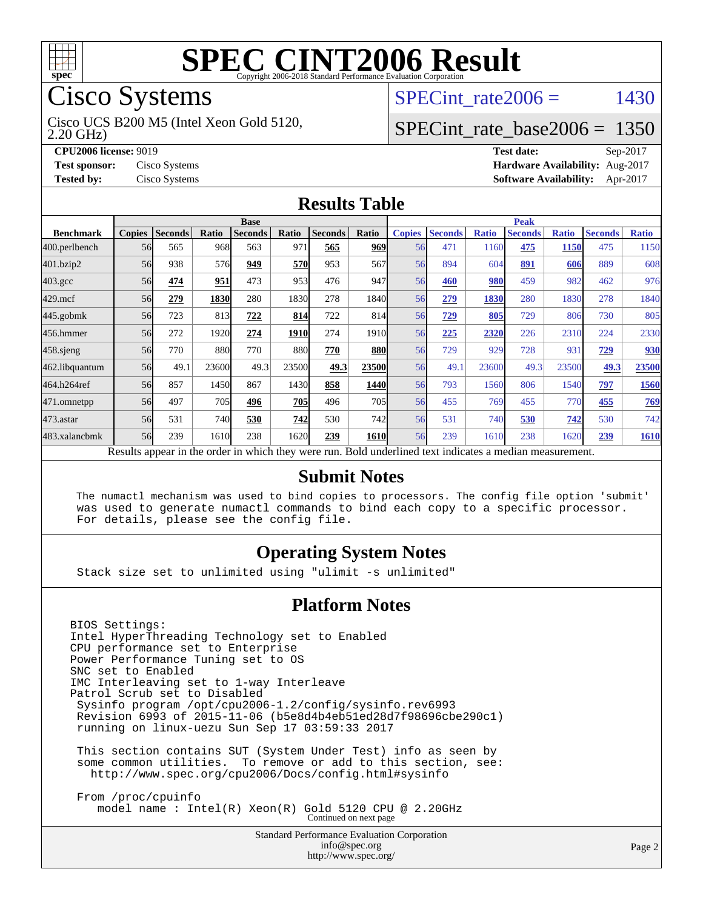# SPEC CINT2006 Result

Copyright 2006-2018 Standard Performance Evaluation Corporation

## Cisco Systems

Cisco UCS B200 M5 (Intel Xeon Gold 5120, 2.20 GHz)

SPECint_rate2006 = 1430

SPECint_rate_base2006 = 1350

**CPU2006 license:** 9019
**Test sponsor:** Cisco Systems
**Tested by:** Cisco Systems

**Test date:** Sep-2017
**Hardware Availability:** Aug-2017
**Software Availability:** Apr-2017

## Results Table

| Benchmark | Base | | | | | | | Peak | | | | | | |
|---|---|---|---|---|---|---|---|---|---|---|---|---|---|---|
| | Copies | Seconds | Ratio | Seconds | Ratio | Seconds | Ratio | Copies | Seconds | Ratio | Seconds | Ratio | Seconds | Ratio |
| 400.perlbench | 56 | 565 | 968 | 563 | 971 | **565** | **969** | 56 | 471 | 1160 | **475** | **1150** | 475 | 1150 |
| 401.bzip2 | 56 | 938 | 576 | **949** | **570** | 953 | 567 | 56 | 894 | 604 | **891** | **606** | 889 | 608 |
| 403.gcc | 56 | **474** | **951** | 473 | 953 | 476 | 947 | 56 | **460** | **980** | 459 | 982 | 462 | 976 |
| 429.mcf | 56 | **279** | **1830** | 280 | 1830 | 278 | 1840 | 56 | **279** | **1830** | 280 | 1830 | 278 | 1840 |
| 445.gobmk | 56 | 723 | 813 | **722** | **814** | 722 | 814 | 56 | **729** | **805** | 729 | 806 | 730 | 805 |
| 456.hmmer | 56 | 272 | 1920 | **274** | **1910** | 274 | 1910 | 56 | **225** | **2320** | 226 | 2310 | 224 | 2330 |
| 458.sjeng | 56 | 770 | 880 | 770 | 880 | **770** | **880** | 56 | 729 | 929 | 728 | 931 | **729** | **930** |
| 462.libquantum | 56 | 49.1 | 23600 | 49.3 | 23500 | **49.3** | **23500** | 56 | 49.1 | 23600 | 49.3 | 23500 | **49.3** | **23500** |
| 464.h264ref | 56 | 857 | 1450 | 867 | 1430 | **858** | **1440** | 56 | 793 | 1560 | 806 | 1540 | **797** | **1560** |
| 471.omnetpp | 56 | 497 | 705 | **496** | **705** | 496 | 705 | 56 | 455 | 769 | 455 | 770 | **455** | **769** |
| 473.astar | 56 | 531 | 740 | **530** | **742** | 530 | 742 | 56 | 531 | 740 | **530** | **742** | 530 | 742 |
| 483.xalancbmk | 56 | 239 | 1610 | 238 | 1620 | **239** | **1610** | 56 | 239 | 1610 | 238 | 1620 | **239** | **1610** |

Results appear in the order in which they were run. Bold underlined text indicates a median measurement.

## Submit Notes

```
The numactl mechanism was used to bind copies to processors. The config file option 'submit'
was used to generate numactl commands to bind each copy to a specific processor.
For details, please see the config file.
```

## Operating System Notes

```
Stack size set to unlimited using "ulimit -s unlimited"
```

## Platform Notes

```
BIOS Settings:
Intel HyperThreading Technology set to Enabled
CPU performance set to Enterprise
Power Performance Tuning set to OS
SNC set to Enabled
IMC Interleaving set to 1-way Interleave
Patrol Scrub set to Disabled
 Sysinfo program /opt/cpu2006-1.2/config/sysinfo.rev6993
 Revision 6993 of 2015-11-06 (b5e8d4b4eb51ed28d7f98696cbe290c1)
 running on linux-uezu Sun Sep 17 03:59:33 2017

 This section contains SUT (System Under Test) info as seen by
 some common utilities.  To remove or add to this section, see:
   http://www.spec.org/cpu2006/Docs/config.html#sysinfo

 From /proc/cpuinfo
    model name : Intel(R) Xeon(R) Gold 5120 CPU @ 2.20GHz
```

Continued on next page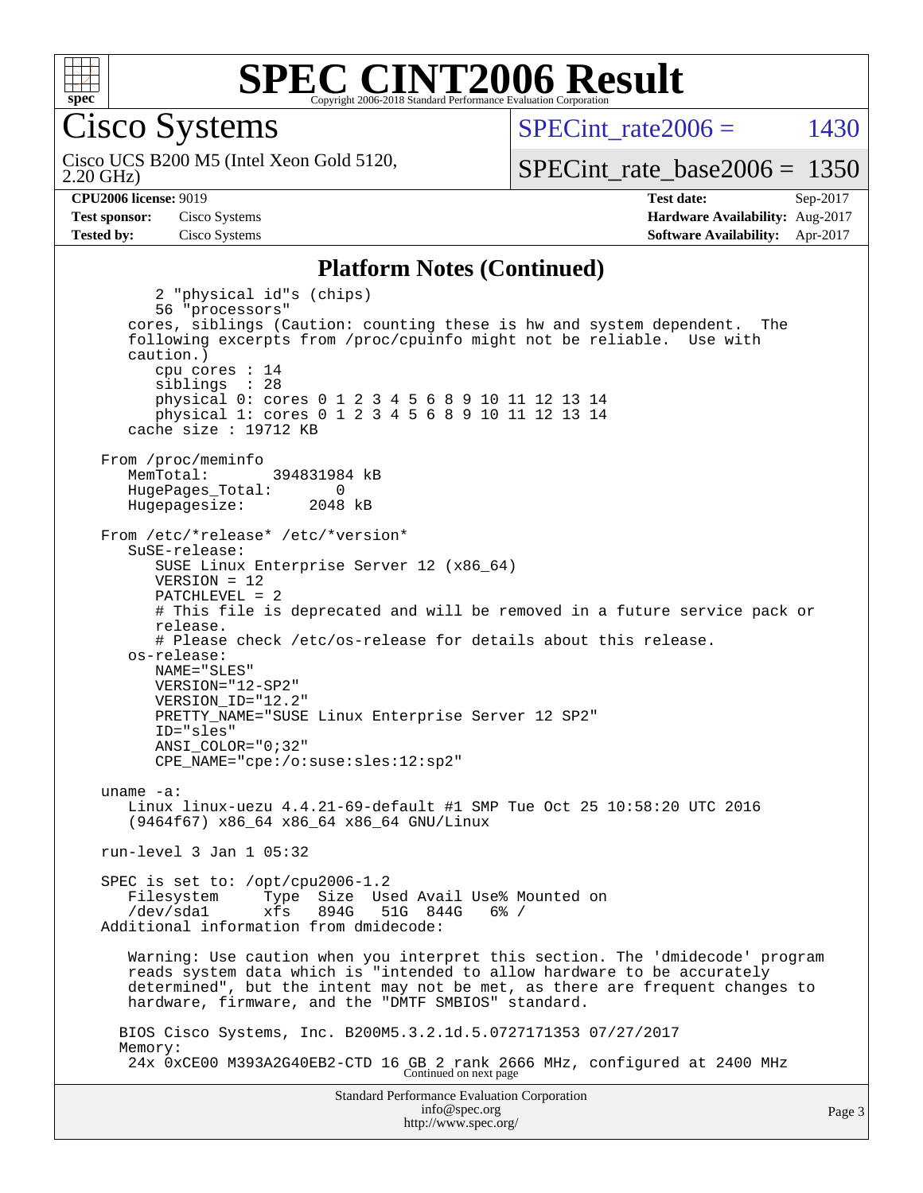# SPEC CINT2006 Result

Copyright 2006-2018 Standard Performance Evaluation Corporation

## Cisco Systems

Cisco UCS B200 M5 (Intel Xeon Gold 5120, 2.20 GHz)

SPECint_rate2006 = 1430

SPECint_rate_base2006 = 1350

**CPU2006 license:** 9019
**Test sponsor:** Cisco Systems
**Tested by:** Cisco Systems

**Test date:** Sep-2017
**Hardware Availability:** Aug-2017
**Software Availability:** Apr-2017

### Platform Notes (Continued)

```
        2 "physical id"s (chips)
        56 "processors"
    cores, siblings (Caution: counting these is hw and system dependent.  The
    following excerpts from /proc/cpuinfo might not be reliable.  Use with
    caution.)
        cpu cores : 14
        siblings  : 28
        physical 0: cores 0 1 2 3 4 5 6 8 9 10 11 12 13 14
        physical 1: cores 0 1 2 3 4 5 6 8 9 10 11 12 13 14
    cache size : 19712 KB

 From /proc/meminfo
    MemTotal:       394831984 kB
    HugePages_Total:       0
    Hugepagesize:       2048 kB

 From /etc/*release* /etc/*version*
    SuSE-release:
        SUSE Linux Enterprise Server 12 (x86_64)
        VERSION = 12
        PATCHLEVEL = 2
        # This file is deprecated and will be removed in a future service pack or
        release.
        # Please check /etc/os-release for details about this release.
    os-release:
        NAME="SLES"
        VERSION="12-SP2"
        VERSION_ID="12.2"
        PRETTY_NAME="SUSE Linux Enterprise Server 12 SP2"
        ID="sles"
        ANSI_COLOR="0;32"
        CPE_NAME="cpe:/o:suse:sles:12:sp2"

 uname -a:
    Linux linux-uezu 4.4.21-69-default #1 SMP Tue Oct 25 10:58:20 UTC 2016
    (9464f67) x86_64 x86_64 x86_64 GNU/Linux

 run-level 3 Jan 1 05:32

 SPEC is set to: /opt/cpu2006-1.2
    Filesystem     Type  Size  Used Avail Use% Mounted on
    /dev/sda1      xfs   894G   51G  844G   6% /
 Additional information from dmidecode:

    Warning: Use caution when you interpret this section. The 'dmidecode' program
    reads system data which is "intended to allow hardware to be accurately
    determined", but the intent may not be met, as there are frequent changes to
    hardware, firmware, and the "DMTF SMBIOS" standard.

   BIOS Cisco Systems, Inc. B200M5.3.2.1d.5.0727171353 07/27/2017
   Memory:
    24x 0xCE00 M393A2G40EB2-CTD 16 GB 2 rank 2666 MHz, configured at 2400 MHz
```

Continued on next page

Standard Performance Evaluation Corporation
info@spec.org
http://www.spec.org/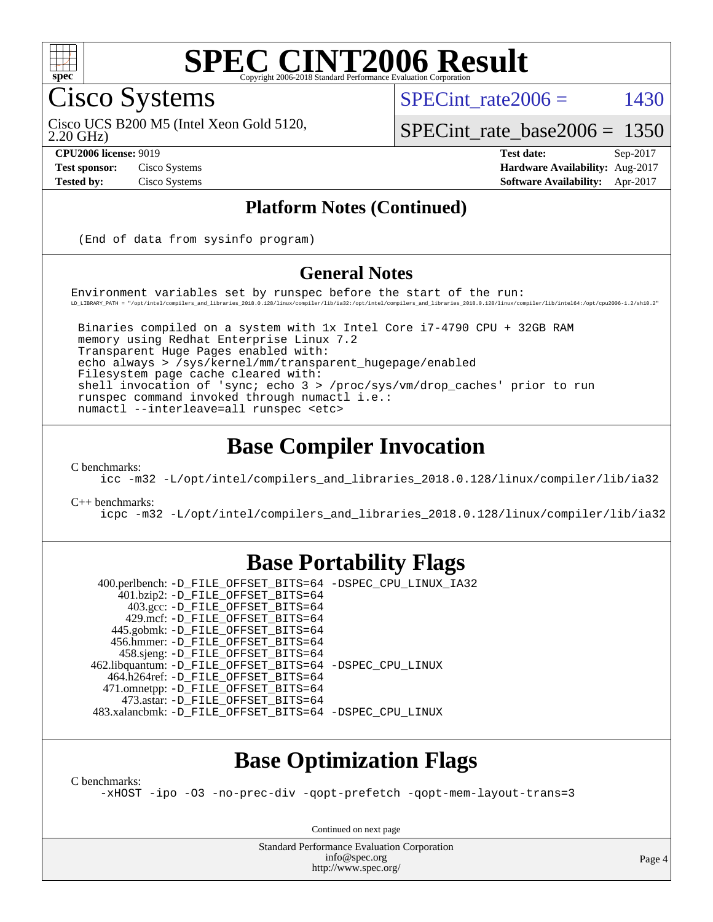# SPEC CINT2006 Result

Copyright 2006-2018 Standard Performance Evaluation Corporation

## Cisco Systems

Cisco UCS B200 M5 (Intel Xeon Gold 5120, 2.20 GHz)

SPECint_rate2006 = 1430

SPECint_rate_base2006 = 1350

| | | | |
|---|---|---|---|
| **CPU2006 license:** | 9019 | **Test date:** | Sep-2017 |
| **Test sponsor:** | Cisco Systems | **Hardware Availability:** | Aug-2017 |
| **Tested by:** | Cisco Systems | **Software Availability:** | Apr-2017 |

### Platform Notes (Continued)

```
(End of data from sysinfo program)
```

### General Notes

```
Environment variables set by runspec before the start of the run:
LD_LIBRARY_PATH = "/opt/intel/compilers_and_libraries_2018.0.128/linux/compiler/lib/ia32:/opt/intel/compilers_and_libraries_2018.0.128/linux/compiler/lib/intel64:/opt/cpu2006-1.2/sh10.2"

 Binaries compiled on a system with 1x Intel Core i7-4790 CPU + 32GB RAM
 memory using Redhat Enterprise Linux 7.2
 Transparent Huge Pages enabled with:
 echo always > /sys/kernel/mm/transparent_hugepage/enabled
 Filesystem page cache cleared with:
 shell invocation of 'sync; echo 3 > /proc/sys/vm/drop_caches' prior to run
 runspec command invoked through numactl i.e.:
 numactl --interleave=all runspec <etc>
```

## Base Compiler Invocation

C benchmarks:

```
icc -m32 -L/opt/intel/compilers_and_libraries_2018.0.128/linux/compiler/lib/ia32
```

C++ benchmarks:

```
icpc -m32 -L/opt/intel/compilers_and_libraries_2018.0.128/linux/compiler/lib/ia32
```

## Base Portability Flags

```
  400.perlbench: -D_FILE_OFFSET_BITS=64 -DSPEC_CPU_LINUX_IA32
      401.bzip2: -D_FILE_OFFSET_BITS=64
        403.gcc: -D_FILE_OFFSET_BITS=64
        429.mcf: -D_FILE_OFFSET_BITS=64
      445.gobmk: -D_FILE_OFFSET_BITS=64
      456.hmmer: -D_FILE_OFFSET_BITS=64
      458.sjeng: -D_FILE_OFFSET_BITS=64
 462.libquantum: -D_FILE_OFFSET_BITS=64 -DSPEC_CPU_LINUX
    464.h264ref: -D_FILE_OFFSET_BITS=64
    471.omnetpp: -D_FILE_OFFSET_BITS=64
      473.astar: -D_FILE_OFFSET_BITS=64
  483.xalancbmk: -D_FILE_OFFSET_BITS=64 -DSPEC_CPU_LINUX
```

## Base Optimization Flags

C benchmarks:

```
-xHOST -ipo -O3 -no-prec-div -qopt-prefetch -qopt-mem-layout-trans=3
```

Continued on next page

Standard Performance Evaluation Corporation
info@spec.org
http://www.spec.org/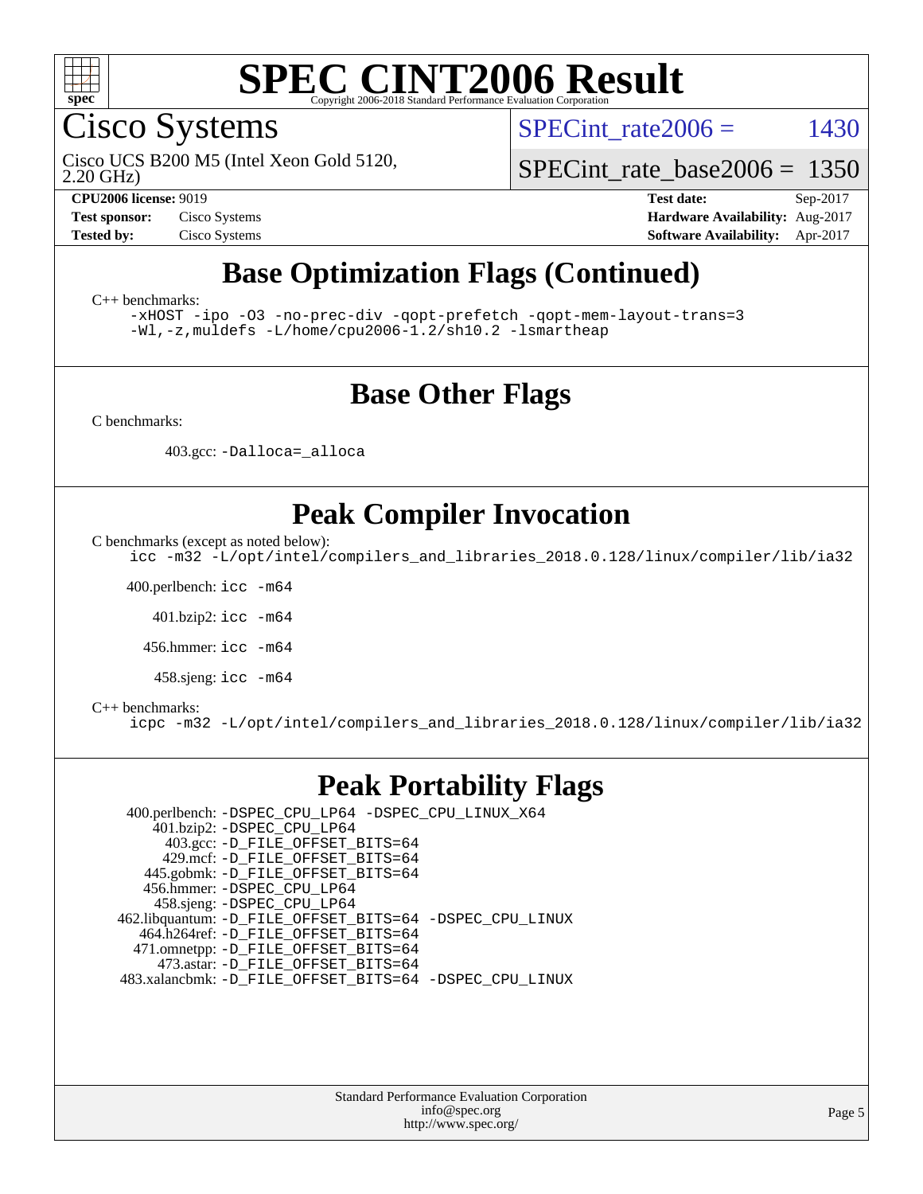# SPEC CINT2006 Result

Copyright 2006-2018 Standard Performance Evaluation Corporation

## Cisco Systems

Cisco UCS B200 M5 (Intel Xeon Gold 5120, 2.20 GHz)

SPECint_rate2006 = 1430

SPECint_rate_base2006 = 1350

**CPU2006 license:** 9019
**Test sponsor:** Cisco Systems
**Tested by:** Cisco Systems

**Test date:** Sep-2017
**Hardware Availability:** Aug-2017
**Software Availability:** Apr-2017

## Base Optimization Flags (Continued)

C++ benchmarks:

```
-xHOST -ipo -O3 -no-prec-div -qopt-prefetch -qopt-mem-layout-trans=3
-Wl,-z,muldefs -L/home/cpu2006-1.2/sh10.2 -lsmartheap
```

## Base Other Flags

C benchmarks:

403.gcc: `-Dalloca=_alloca`

## Peak Compiler Invocation

C benchmarks (except as noted below):

```
icc -m32 -L/opt/intel/compilers_and_libraries_2018.0.128/linux/compiler/lib/ia32
```

400.perlbench: `icc -m64`

401.bzip2: `icc -m64`

456.hmmer: `icc -m64`

458.sjeng: `icc -m64`

C++ benchmarks:

```
icpc -m32 -L/opt/intel/compilers_and_libraries_2018.0.128/linux/compiler/lib/ia32
```

## Peak Portability Flags

400.perlbench: `-DSPEC_CPU_LP64 -DSPEC_CPU_LINUX_X64`
401.bzip2: `-DSPEC_CPU_LP64`
403.gcc: `-D_FILE_OFFSET_BITS=64`
429.mcf: `-D_FILE_OFFSET_BITS=64`
445.gobmk: `-D_FILE_OFFSET_BITS=64`
456.hmmer: `-DSPEC_CPU_LP64`
458.sjeng: `-DSPEC_CPU_LP64`
462.libquantum: `-D_FILE_OFFSET_BITS=64 -DSPEC_CPU_LINUX`
464.h264ref: `-D_FILE_OFFSET_BITS=64`
471.omnetpp: `-D_FILE_OFFSET_BITS=64`
473.astar: `-D_FILE_OFFSET_BITS=64`
483.xalancbmk: `-D_FILE_OFFSET_BITS=64 -DSPEC_CPU_LINUX`

Standard Performance Evaluation Corporation
info@spec.org
http://www.spec.org/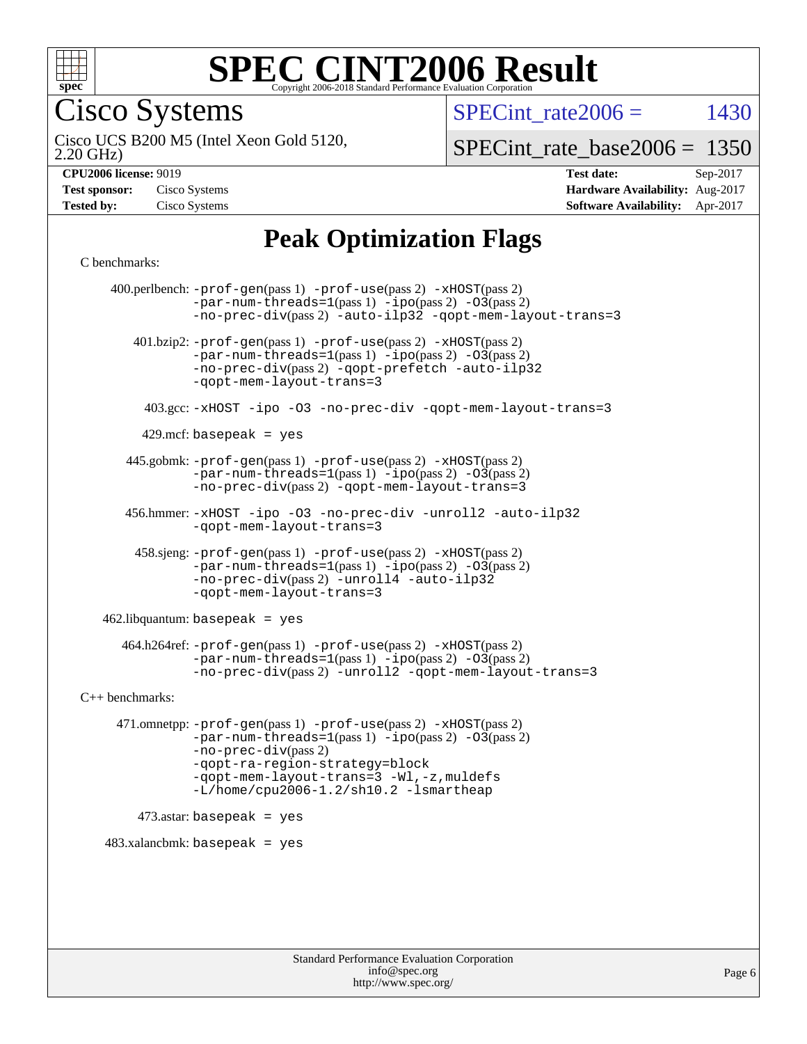# SPEC CINT2006 Result

Copyright 2006-2018 Standard Performance Evaluation Corporation

## Cisco Systems

Cisco UCS B200 M5 (Intel Xeon Gold 5120, 2.20 GHz)

SPECint_rate2006 = 1430

SPECint_rate_base2006 = 1350

| | | | |
|---|---|---|---|
| **CPU2006 license:** 9019 | | **Test date:** | Sep-2017 |
| **Test sponsor:** | Cisco Systems | **Hardware Availability:** | Aug-2017 |
| **Tested by:** | Cisco Systems | **Software Availability:** | Apr-2017 |

# Peak Optimization Flags

C benchmarks:

400.perlbench: `-prof-gen`(pass 1) `-prof-use`(pass 2) `-xHOST`(pass 2) `-par-num-threads=1`(pass 1) `-ipo`(pass 2) `-O3`(pass 2) `-no-prec-div`(pass 2) `-auto-ilp32` `-qopt-mem-layout-trans=3`

401.bzip2: `-prof-gen`(pass 1) `-prof-use`(pass 2) `-xHOST`(pass 2) `-par-num-threads=1`(pass 1) `-ipo`(pass 2) `-O3`(pass 2) `-no-prec-div`(pass 2) `-qopt-prefetch` `-auto-ilp32` `-qopt-mem-layout-trans=3`

403.gcc: `-xHOST -ipo -O3 -no-prec-div -qopt-mem-layout-trans=3`

429.mcf: `basepeak = yes`

445.gobmk: `-prof-gen`(pass 1) `-prof-use`(pass 2) `-xHOST`(pass 2) `-par-num-threads=1`(pass 1) `-ipo`(pass 2) `-O3`(pass 2) `-no-prec-div`(pass 2) `-qopt-mem-layout-trans=3`

456.hmmer: `-xHOST -ipo -O3 -no-prec-div -unroll2 -auto-ilp32 -qopt-mem-layout-trans=3`

458.sjeng: `-prof-gen`(pass 1) `-prof-use`(pass 2) `-xHOST`(pass 2) `-par-num-threads=1`(pass 1) `-ipo`(pass 2) `-O3`(pass 2) `-no-prec-div`(pass 2) `-unroll4` `-auto-ilp32` `-qopt-mem-layout-trans=3`

462.libquantum: `basepeak = yes`

464.h264ref: `-prof-gen`(pass 1) `-prof-use`(pass 2) `-xHOST`(pass 2) `-par-num-threads=1`(pass 1) `-ipo`(pass 2) `-O3`(pass 2) `-no-prec-div`(pass 2) `-unroll2` `-qopt-mem-layout-trans=3`

C++ benchmarks:

471.omnetpp: `-prof-gen`(pass 1) `-prof-use`(pass 2) `-xHOST`(pass 2) `-par-num-threads=1`(pass 1) `-ipo`(pass 2) `-O3`(pass 2) `-no-prec-div`(pass 2) `-qopt-ra-region-strategy=block` `-qopt-mem-layout-trans=3` `-Wl,-z,muldefs` `-L/home/cpu2006-1.2/sh10.2 -lsmartheap`

473.astar: `basepeak = yes`

483.xalancbmk: `basepeak = yes`

Standard Performance Evaluation Corporation
info@spec.org
http://www.spec.org/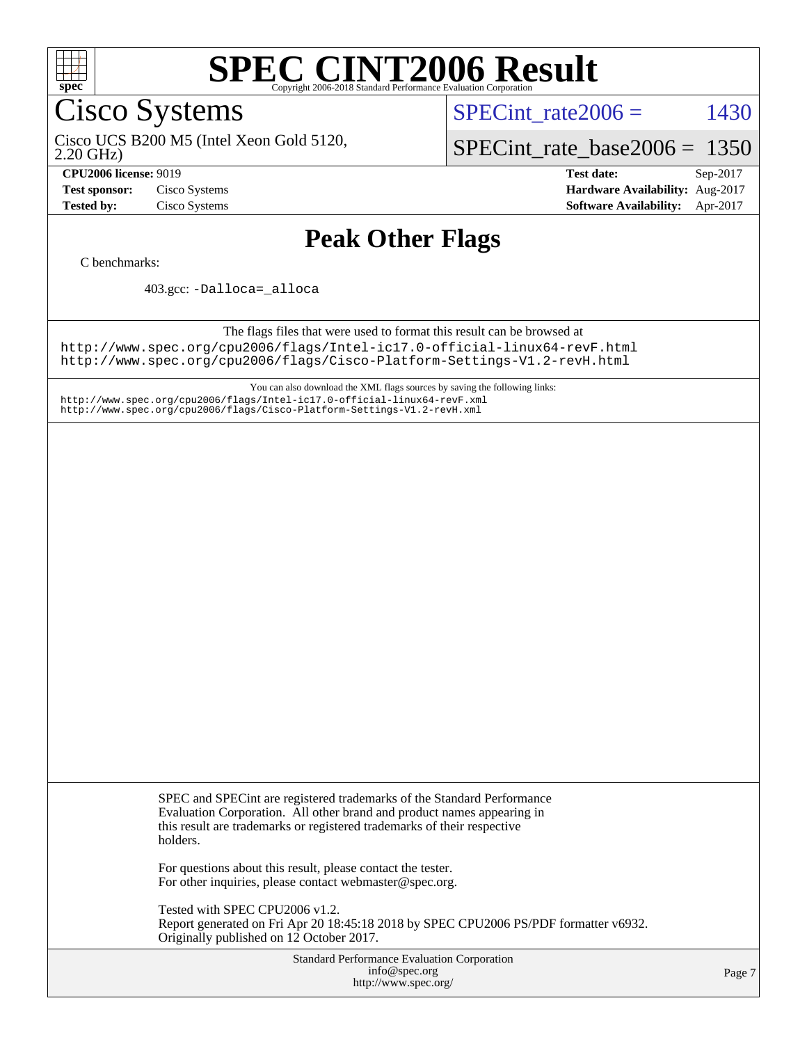# SPEC CINT2006 Result

Copyright 2006-2018 Standard Performance Evaluation Corporation

## Cisco Systems

Cisco UCS B200 M5 (Intel Xeon Gold 5120, 2.20 GHz)

SPECint_rate2006 = 1430

SPECint_rate_base2006 = 1350

**CPU2006 license:** 9019
**Test sponsor:** Cisco Systems
**Tested by:** Cisco Systems

**Test date:** Sep-2017
**Hardware Availability:** Aug-2017
**Software Availability:** Apr-2017

## Peak Other Flags

C benchmarks:

403.gcc: -Dalloca=_alloca

The flags files that were used to format this result can be browsed at
http://www.spec.org/cpu2006/flags/Intel-ic17.0-official-linux64-revF.html
http://www.spec.org/cpu2006/flags/Cisco-Platform-Settings-V1.2-revH.html

You can also download the XML flags sources by saving the following links:
http://www.spec.org/cpu2006/flags/Intel-ic17.0-official-linux64-revF.xml
http://www.spec.org/cpu2006/flags/Cisco-Platform-Settings-V1.2-revH.xml

SPEC and SPECint are registered trademarks of the Standard Performance Evaluation Corporation. All other brand and product names appearing in this result are trademarks or registered trademarks of their respective holders.

For questions about this result, please contact the tester.
For other inquiries, please contact webmaster@spec.org.

Tested with SPEC CPU2006 v1.2.
Report generated on Fri Apr 20 18:45:18 2018 by SPEC CPU2006 PS/PDF formatter v6932.
Originally published on 12 October 2017.

Standard Performance Evaluation Corporation
info@spec.org
http://www.spec.org/